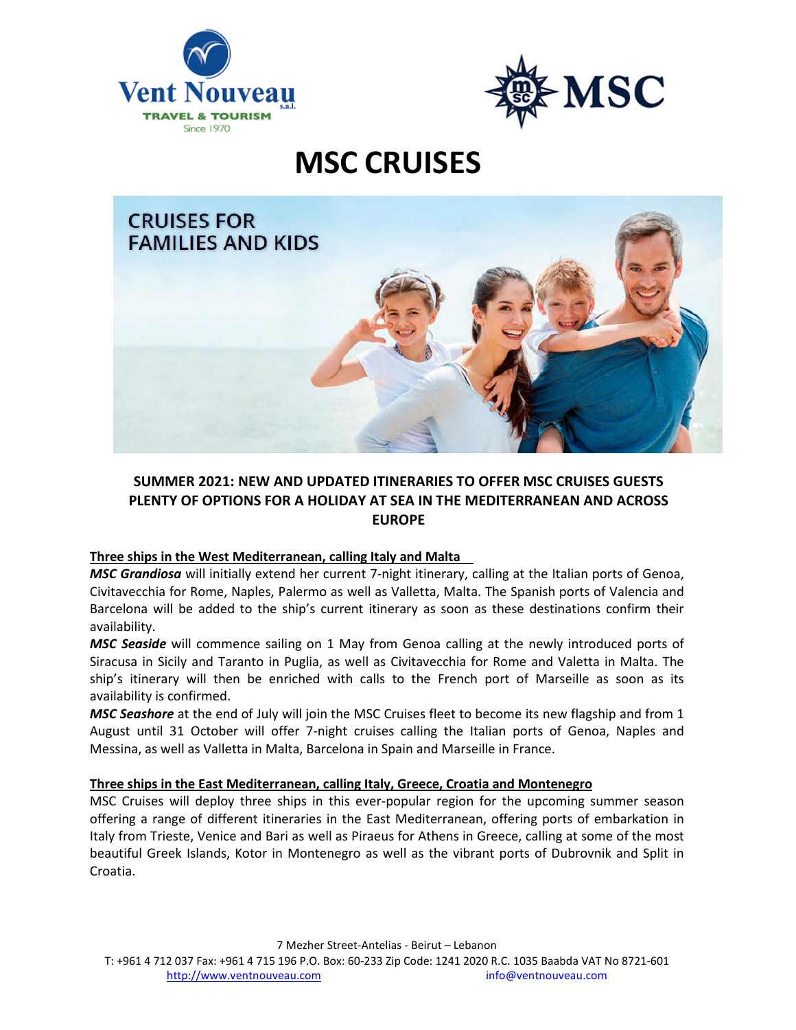# MSC CRUISES

CRUISES FOR FAMILIES AND KIDS

## SUMMER 2021: NEW AND UPDATED ITINERARIES TO OFFER MSC CRUISES GUESTS PLENTY OF OPTIONS FOR A HOLIDAY AT SEA IN THE MEDITERRANEAN AND ACROSS EUROPE

**Three ships in the West Mediterranean, calling Italy and Malta**

***MSC Grandiosa*** will initially extend her current 7-night itinerary, calling at the Italian ports of Genoa, Civitavecchia for Rome, Naples, Palermo as well as Valletta, Malta. The Spanish ports of Valencia and Barcelona will be added to the ship's current itinerary as soon as these destinations confirm their availability.

***MSC Seaside*** will commence sailing on 1 May from Genoa calling at the newly introduced ports of Siracusa in Sicily and Taranto in Puglia, as well as Civitavecchia for Rome and Valetta in Malta. The ship's itinerary will then be enriched with calls to the French port of Marseille as soon as its availability is confirmed.

***MSC Seashore*** at the end of July will join the MSC Cruises fleet to become its new flagship and from 1 August until 31 October will offer 7-night cruises calling the Italian ports of Genoa, Naples and Messina, as well as Valletta in Malta, Barcelona in Spain and Marseille in France.

**Three ships in the East Mediterranean, calling Italy, Greece, Croatia and Montenegro**

MSC Cruises will deploy three ships in this ever-popular region for the upcoming summer season offering a range of different itineraries in the East Mediterranean, offering ports of embarkation in Italy from Trieste, Venice and Bari as well as Piraeus for Athens in Greece, calling at some of the most beautiful Greek Islands, Kotor in Montenegro as well as the vibrant ports of Dubrovnik and Split in Croatia.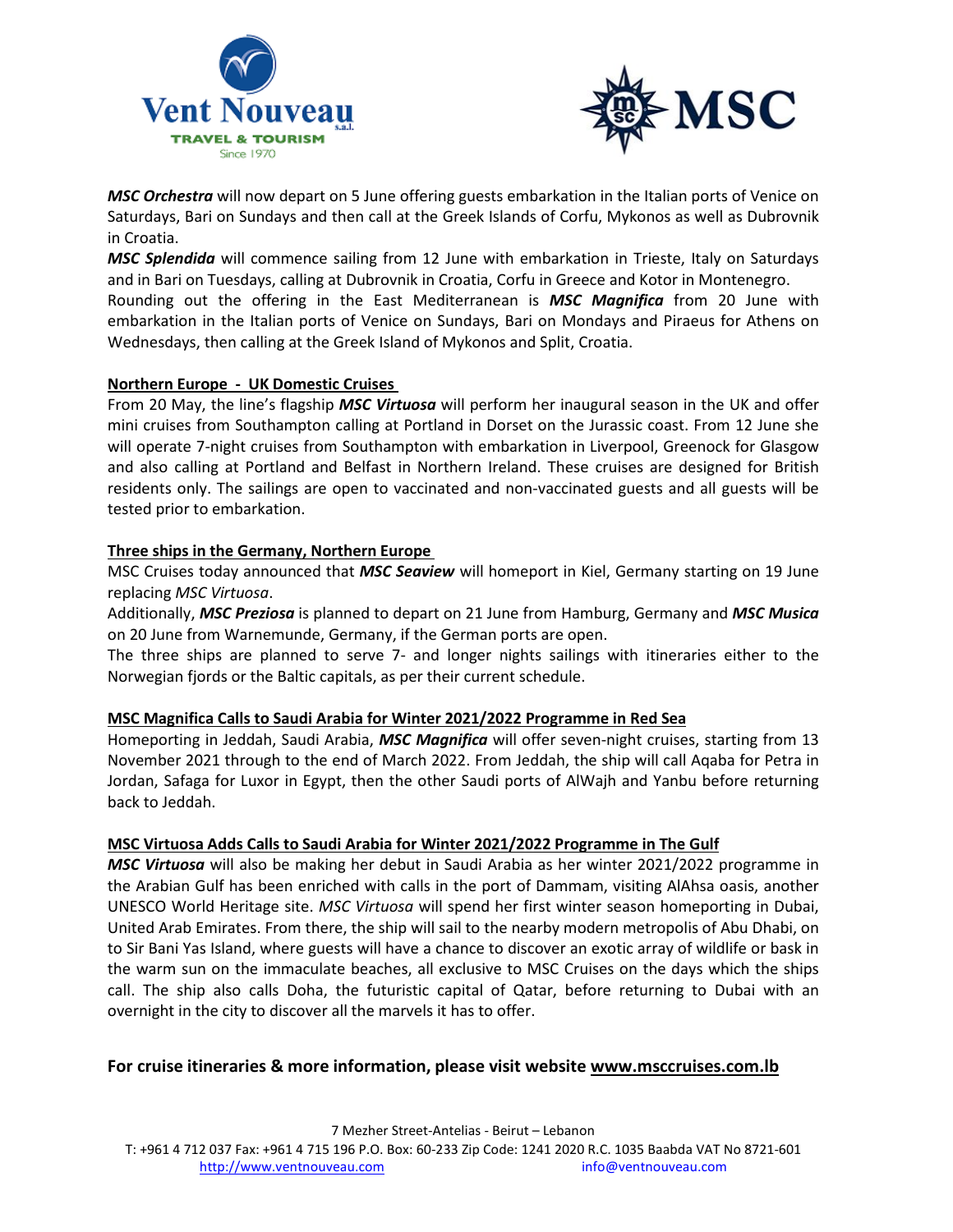***MSC Orchestra*** will now depart on 5 June offering guests embarkation in the Italian ports of Venice on Saturdays, Bari on Sundays and then call at the Greek Islands of Corfu, Mykonos as well as Dubrovnik in Croatia.

***MSC Splendida*** will commence sailing from 12 June with embarkation in Trieste, Italy on Saturdays and in Bari on Tuesdays, calling at Dubrovnik in Croatia, Corfu in Greece and Kotor in Montenegro.

Rounding out the offering in the East Mediterranean is ***MSC Magnifica*** from 20 June with embarkation in the Italian ports of Venice on Sundays, Bari on Mondays and Piraeus for Athens on Wednesdays, then calling at the Greek Island of Mykonos and Split, Croatia.

**Northern Europe - UK Domestic Cruises**

From 20 May, the line's flagship ***MSC Virtuosa*** will perform her inaugural season in the UK and offer mini cruises from Southampton calling at Portland in Dorset on the Jurassic coast. From 12 June she will operate 7-night cruises from Southampton with embarkation in Liverpool, Greenock for Glasgow and also calling at Portland and Belfast in Northern Ireland. These cruises are designed for British residents only. The sailings are open to vaccinated and non-vaccinated guests and all guests will be tested prior to embarkation.

**Three ships in the Germany, Northern Europe**

MSC Cruises today announced that ***MSC Seaview*** will homeport in Kiel, Germany starting on 19 June replacing *MSC Virtuosa*.

Additionally, ***MSC Preziosa*** is planned to depart on 21 June from Hamburg, Germany and ***MSC Musica*** on 20 June from Warnemunde, Germany, if the German ports are open.

The three ships are planned to serve 7- and longer nights sailings with itineraries either to the Norwegian fjords or the Baltic capitals, as per their current schedule.

**MSC Magnifica Calls to Saudi Arabia for Winter 2021/2022 Programme in Red Sea**

Homeporting in Jeddah, Saudi Arabia, ***MSC Magnifica*** will offer seven-night cruises, starting from 13 November 2021 through to the end of March 2022. From Jeddah, the ship will call Aqaba for Petra in Jordan, Safaga for Luxor in Egypt, then the other Saudi ports of AlWajh and Yanbu before returning back to Jeddah.

**MSC Virtuosa Adds Calls to Saudi Arabia for Winter 2021/2022 Programme in The Gulf**

***MSC Virtuosa*** will also be making her debut in Saudi Arabia as her winter 2021/2022 programme in the Arabian Gulf has been enriched with calls in the port of Dammam, visiting AlAhsa oasis, another UNESCO World Heritage site. *MSC Virtuosa* will spend her first winter season homeporting in Dubai, United Arab Emirates. From there, the ship will sail to the nearby modern metropolis of Abu Dhabi, on to Sir Bani Yas Island, where guests will have a chance to discover an exotic array of wildlife or bask in the warm sun on the immaculate beaches, all exclusive to MSC Cruises on the days which the ships call. The ship also calls Doha, the futuristic capital of Qatar, before returning to Dubai with an overnight in the city to discover all the marvels it has to offer.

**For cruise itineraries & more information, please visit website www.msccruises.com.lb**